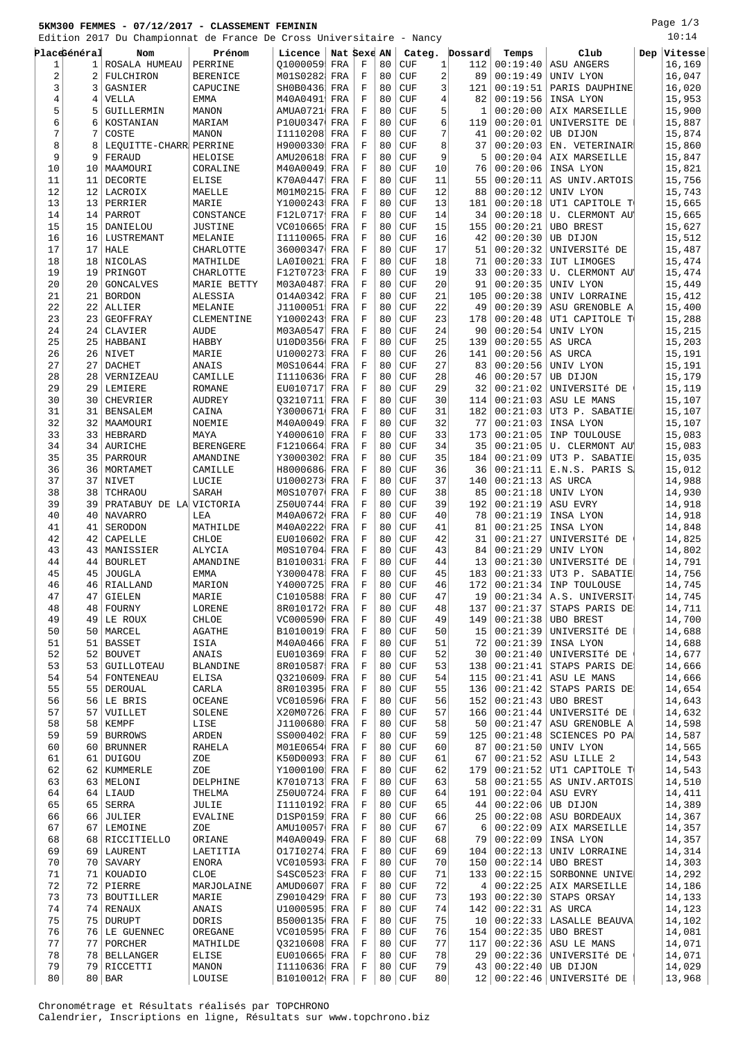# 5KM300 FEMMES - 07/12/2017 - CLASSEMENT FEMININ

Edition 2017 Du Championnat de France De Cross Universitaire - Nancy

| Place | Général | Nom | Prénom | Licence | Nat | Sexe | AN | Categ. | | Dossard | Temps | Club | Dep | Vitesse |
|---|---|---|---|---|---|---|---|---|---|---|---|---|---|---|
| 1 | 1 | ROSALA HUMEAU | PERRINE | Q1000059 | FRA | F | 80 | CUF | 1 | 112 | 00:19:40 | ASU ANGERS | | 16,169 |
| 2 | 2 | FULCHIRON | BERENICE | M01S0282 | FRA | F | 80 | CUF | 2 | 89 | 00:19:49 | UNIV LYON | | 16,047 |
| 3 | 3 | GASNIER | CAPUCINE | SH0B0436 | FRA | F | 80 | CUF | 3 | 121 | 00:19:51 | PARIS DAUPHINE | | 16,020 |
| 4 | 4 | VELLA | EMMA | M40A0491 | FRA | F | 80 | CUF | 4 | 82 | 00:19:56 | INSA LYON | | 15,953 |
| 5 | 5 | GUILLERMIN | MANON | AMUA0721 | FRA | F | 80 | CUF | 5 | 1 | 00:20:00 | AIX MARSEILLE | | 15,900 |
| 6 | 6 | KOSTANIAN | MARIAM | P10U0347 | FRA | F | 80 | CUF | 6 | 119 | 00:20:01 | UNIVERSITE DE | | 15,887 |
| 7 | 7 | COSTE | MANON | I1110208 | FRA | F | 80 | CUF | 7 | 41 | 00:20:02 | UB DIJON | | 15,874 |
| 8 | 8 | LEQUITTE-CHARR | PERRINE | H9000330 | FRA | F | 80 | CUF | 8 | 37 | 00:20:03 | EN. VETERINAIR | | 15,860 |
| 9 | 9 | FERAUD | HELOISE | AMU20618 | FRA | F | 80 | CUF | 9 | 5 | 00:20:04 | AIX MARSEILLE | | 15,847 |
| 10 | 10 | MAAMOURI | CORALINE | M40A0049 | FRA | F | 80 | CUF | 10 | 76 | 00:20:06 | INSA LYON | | 15,821 |
| 11 | 11 | DECORTE | ELISE | K70A0447 | FRA | F | 80 | CUF | 11 | 55 | 00:20:11 | AS UNIV.ARTOIS | | 15,756 |
| 12 | 12 | LACROIX | MAELLE | M01M0215 | FRA | F | 80 | CUF | 12 | 88 | 00:20:12 | UNIV LYON | | 15,743 |
| 13 | 13 | PERRIER | MARIE | Y1000243 | FRA | F | 80 | CUF | 13 | 181 | 00:20:18 | UT1 CAPITOLE T | | 15,665 |
| 14 | 14 | PARROT | CONSTANCE | F12L0717 | FRA | F | 80 | CUF | 14 | 34 | 00:20:18 | U. CLERMONT AU | | 15,665 |
| 15 | 15 | DANIELOU | JUSTINE | VC010665 | FRA | F | 80 | CUF | 15 | 155 | 00:20:21 | UBO BREST | | 15,627 |
| 16 | 16 | LUSTREMANT | MELANIE | I1110065 | FRA | F | 80 | CUF | 16 | 42 | 00:20:30 | UB DIJON | | 15,512 |
| 17 | 17 | HALE | CHARLOTTE | 36000347 | FRA | F | 80 | CUF | 17 | 51 | 00:20:32 | UNIVERSITé DE | | 15,487 |
| 18 | 18 | NICOLAS | MATHILDE | LA0I0021 | FRA | F | 80 | CUF | 18 | 71 | 00:20:33 | IUT LIMOGES | | 15,474 |
| 19 | 19 | PRINGOT | CHARLOTTE | F12T0723 | FRA | F | 80 | CUF | 19 | 33 | 00:20:33 | U. CLERMONT AU | | 15,474 |
| 20 | 20 | GONCALVES | MARIE BETTY | M03A0487 | FRA | F | 80 | CUF | 20 | 91 | 00:20:35 | UNIV LYON | | 15,449 |
| 21 | 21 | BORDON | ALESSIA | O14A0342 | FRA | F | 80 | CUF | 21 | 105 | 00:20:38 | UNIV LORRAINE | | 15,412 |
| 22 | 22 | ALLIER | MELANIE | J1100051 | FRA | F | 80 | CUF | 22 | 49 | 00:20:39 | ASU GRENOBLE A | | 15,400 |
| 23 | 23 | GEOFFRAY | CLEMENTINE | Y1000243 | FRA | F | 80 | CUF | 23 | 178 | 00:20:48 | UT1 CAPITOLE T | | 15,288 |
| 24 | 24 | CLAVIER | AUDE | M03A0547 | FRA | F | 80 | CUF | 24 | 90 | 00:20:54 | UNIV LYON | | 15,215 |
| 25 | 25 | HABBANI | HABBY | U10D0356 | FRA | F | 80 | CUF | 25 | 139 | 00:20:55 | AS URCA | | 15,203 |
| 26 | 26 | NIVET | MARIE | U1000273 | FRA | F | 80 | CUF | 26 | 141 | 00:20:56 | AS URCA | | 15,191 |
| 27 | 27 | DACHET | ANAIS | M0S10644 | FRA | F | 80 | CUF | 27 | 83 | 00:20:56 | UNIV LYON | | 15,191 |
| 28 | 28 | VERNIZEAU | CAMILLE | I1110636 | FRA | F | 80 | CUF | 28 | 46 | 00:20:57 | UB DIJON | | 15,179 |
| 29 | 29 | LEMIERE | ROMANE | EU010717 | FRA | F | 80 | CUF | 29 | 32 | 00:21:02 | UNIVERSITé DE | | 15,119 |
| 30 | 30 | CHEVRIER | AUDREY | Q3210711 | FRA | F | 80 | CUF | 30 | 114 | 00:21:03 | ASU LE MANS | | 15,107 |
| 31 | 31 | BENSALEM | CAINA | Y3000671 | FRA | F | 80 | CUF | 31 | 182 | 00:21:03 | UT3 P. SABATIE | | 15,107 |
| 32 | 32 | MAAMOURI | NOEMIE | M40A0049 | FRA | F | 80 | CUF | 32 | 77 | 00:21:03 | INSA LYON | | 15,107 |
| 33 | 33 | HEBRARD | MAYA | Y4000610 | FRA | F | 80 | CUF | 33 | 173 | 00:21:05 | INP TOULOUSE | | 15,083 |
| 34 | 34 | AURICHE | BERENGERE | F1210664 | FRA | F | 80 | CUF | 34 | 35 | 00:21:05 | U. CLERMONT AU | | 15,083 |
| 35 | 35 | PARROUR | AMANDINE | Y3000302 | FRA | F | 80 | CUF | 35 | 184 | 00:21:09 | UT3 P. SABATIE | | 15,035 |
| 36 | 36 | MORTAMET | CAMILLE | H8000686 | FRA | F | 80 | CUF | 36 | 36 | 00:21:11 | E.N.S. PARIS S | | 15,012 |
| 37 | 37 | NIVET | LUCIE | U1000273 | FRA | F | 80 | CUF | 37 | 140 | 00:21:13 | AS URCA | | 14,988 |
| 38 | 38 | TCHRAOU | SARAH | M0S10707 | FRA | F | 80 | CUF | 38 | 85 | 00:21:18 | UNIV LYON | | 14,930 |
| 39 | 39 | PRATABUY DE LA | VICTORIA | Z50U0744 | FRA | F | 80 | CUF | 39 | 192 | 00:21:19 | ASU EVRY | | 14,918 |
| 40 | 40 | NAVARRO | LEA | M40A0672 | FRA | F | 80 | CUF | 40 | 78 | 00:21:19 | INSA LYON | | 14,918 |
| 41 | 41 | SERODON | MATHILDE | M40A0222 | FRA | F | 80 | CUF | 41 | 81 | 00:21:25 | INSA LYON | | 14,848 |
| 42 | 42 | CAPELLE | CHLOE | EU010602 | FRA | F | 80 | CUF | 42 | 31 | 00:21:27 | UNIVERSITé DE | | 14,825 |
| 43 | 43 | MANISSIER | ALYCIA | M0S10704 | FRA | F | 80 | CUF | 43 | 84 | 00:21:29 | UNIV LYON | | 14,802 |
| 44 | 44 | BOURLET | AMANDINE | B1010031 | FRA | F | 80 | CUF | 44 | 13 | 00:21:30 | UNIVERSITé DE | | 14,791 |
| 45 | 45 | JOUGLA | EMMA | Y3000478 | FRA | F | 80 | CUF | 45 | 183 | 00:21:33 | UT3 P. SABATIE | | 14,756 |
| 46 | 46 | RIALLAND | MARION | Y4000725 | FRA | F | 80 | CUF | 46 | 172 | 00:21:34 | INP TOULOUSE | | 14,745 |
| 47 | 47 | GIELEN | MARIE | C1010588 | FRA | F | 80 | CUF | 47 | 19 | 00:21:34 | A.S. UNIVERSIT | | 14,745 |
| 48 | 48 | FOURNY | LORENE | 8R010172 | FRA | F | 80 | CUF | 48 | 137 | 00:21:37 | STAPS PARIS DE | | 14,711 |
| 49 | 49 | LE ROUX | CHLOE | VC000590 | FRA | F | 80 | CUF | 49 | 149 | 00:21:38 | UBO BREST | | 14,700 |
| 50 | 50 | MARCEL | AGATHE | B1010019 | FRA | F | 80 | CUF | 50 | 15 | 00:21:39 | UNIVERSITé DE | | 14,688 |
| 51 | 51 | BASSET | ISIA | M40A0466 | FRA | F | 80 | CUF | 51 | 72 | 00:21:39 | INSA LYON | | 14,688 |
| 52 | 52 | BOUVET | ANAIS | EU010369 | FRA | F | 80 | CUF | 52 | 30 | 00:21:40 | UNIVERSITé DE | | 14,677 |
| 53 | 53 | GUILLOTEAU | BLANDINE | 8R010587 | FRA | F | 80 | CUF | 53 | 138 | 00:21:41 | STAPS PARIS DE | | 14,666 |
| 54 | 54 | FONTENEAU | ELISA | Q3210609 | FRA | F | 80 | CUF | 54 | 115 | 00:21:41 | ASU LE MANS | | 14,666 |
| 55 | 55 | DEROUAL | CARLA | 8R010395 | FRA | F | 80 | CUF | 55 | 136 | 00:21:42 | STAPS PARIS DE | | 14,654 |
| 56 | 56 | LE BRIS | OCEANE | VC010596 | FRA | F | 80 | CUF | 56 | 152 | 00:21:43 | UBO BREST | | 14,643 |
| 57 | 57 | VUILLET | SOLENE | X20M0726 | FRA | F | 80 | CUF | 57 | 166 | 00:21:44 | UNIVERSITé DE | | 14,632 |
| 58 | 58 | KEMPF | LISE | J1100680 | FRA | F | 80 | CUF | 58 | 50 | 00:21:47 | ASU GRENOBLE A | | 14,598 |
| 59 | 59 | BURROWS | ARDEN | SS000402 | FRA | F | 80 | CUF | 59 | 125 | 00:21:48 | SCIENCES PO PA | | 14,587 |
| 60 | 60 | BRUNNER | RAHELA | M01E0654 | FRA | F | 80 | CUF | 60 | 87 | 00:21:50 | UNIV LYON | | 14,565 |
| 61 | 61 | DUIGOU | ZOE | K50D0093 | FRA | F | 80 | CUF | 61 | 67 | 00:21:52 | ASU LILLE 2 | | 14,543 |
| 62 | 62 | KUMMERLE | ZOE | Y1000100 | FRA | F | 80 | CUF | 62 | 179 | 00:21:52 | UT1 CAPITOLE T | | 14,543 |
| 63 | 63 | MELONI | DELPHINE | K7010713 | FRA | F | 80 | CUF | 63 | 58 | 00:21:55 | AS UNIV.ARTOIS | | 14,510 |
| 64 | 64 | LIAUD | THELMA | Z50U0724 | FRA | F | 80 | CUF | 64 | 191 | 00:22:04 | ASU EVRY | | 14,411 |
| 65 | 65 | SERRA | JULIE | I1110192 | FRA | F | 80 | CUF | 65 | 44 | 00:22:06 | UB DIJON | | 14,389 |
| 66 | 66 | JULIER | EVALINE | D1SP0159 | FRA | F | 80 | CUF | 66 | 25 | 00:22:08 | ASU BORDEAUX | | 14,367 |
| 67 | 67 | LEMOINE | ZOE | AMU10057 | FRA | F | 80 | CUF | 67 | 6 | 00:22:09 | AIX MARSEILLE | | 14,357 |
| 68 | 68 | RICCITIELLO | ORIANE | M40A0049 | FRA | F | 80 | CUF | 68 | 79 | 00:22:09 | INSA LYON | | 14,357 |
| 69 | 69 | LAURENT | LAETITIA | O17I0274 | FRA | F | 80 | CUF | 69 | 104 | 00:22:13 | UNIV LORRAINE | | 14,314 |
| 70 | 70 | SAVARY | ENORA | VC010593 | FRA | F | 80 | CUF | 70 | 150 | 00:22:14 | UBO BREST | | 14,303 |
| 71 | 71 | KOUADIO | CLOE | S4SC0523 | FRA | F | 80 | CUF | 71 | 133 | 00:22:15 | SORBONNE UNIVE | | 14,292 |
| 72 | 72 | PIERRE | MARJOLAINE | AMUD0607 | FRA | F | 80 | CUF | 72 | 4 | 00:22:25 | AIX MARSEILLE | | 14,186 |
| 73 | 73 | BOUTILLER | MARIE | Z9010429 | FRA | F | 80 | CUF | 73 | 193 | 00:22:30 | STAPS ORSAY | | 14,133 |
| 74 | 74 | RENAUX | ANAIS | U1000595 | FRA | F | 80 | CUF | 74 | 142 | 00:22:31 | AS URCA | | 14,123 |
| 75 | 75 | DURUPT | DORIS | B5000135 | FRA | F | 80 | CUF | 75 | 10 | 00:22:33 | LASALLE BEAUVA | | 14,102 |
| 76 | 76 | LE GUENNEC | OREGANE | VC010595 | FRA | F | 80 | CUF | 76 | 154 | 00:22:35 | UBO BREST | | 14,081 |
| 77 | 77 | PORCHER | MATHILDE | Q3210608 | FRA | F | 80 | CUF | 77 | 117 | 00:22:36 | ASU LE MANS | | 14,071 |
| 78 | 78 | BELLANGER | ELISE | EU010665 | FRA | F | 80 | CUF | 78 | 29 | 00:22:36 | UNIVERSITé DE | | 14,071 |
| 79 | 79 | RICCETTI | MANON | I1110636 | FRA | F | 80 | CUF | 79 | 43 | 00:22:40 | UB DIJON | | 14,029 |
| 80 | 80 | BAR | LOUISE | B1010012 | FRA | F | 80 | CUF | 80 | 12 | 00:22:46 | UNIVERSITé DE | | 13,968 |

Chronométrage et Résultats réalisés par TOPCHRONO
Calendrier, Inscriptions en ligne, Résultats sur www.topchrono.biz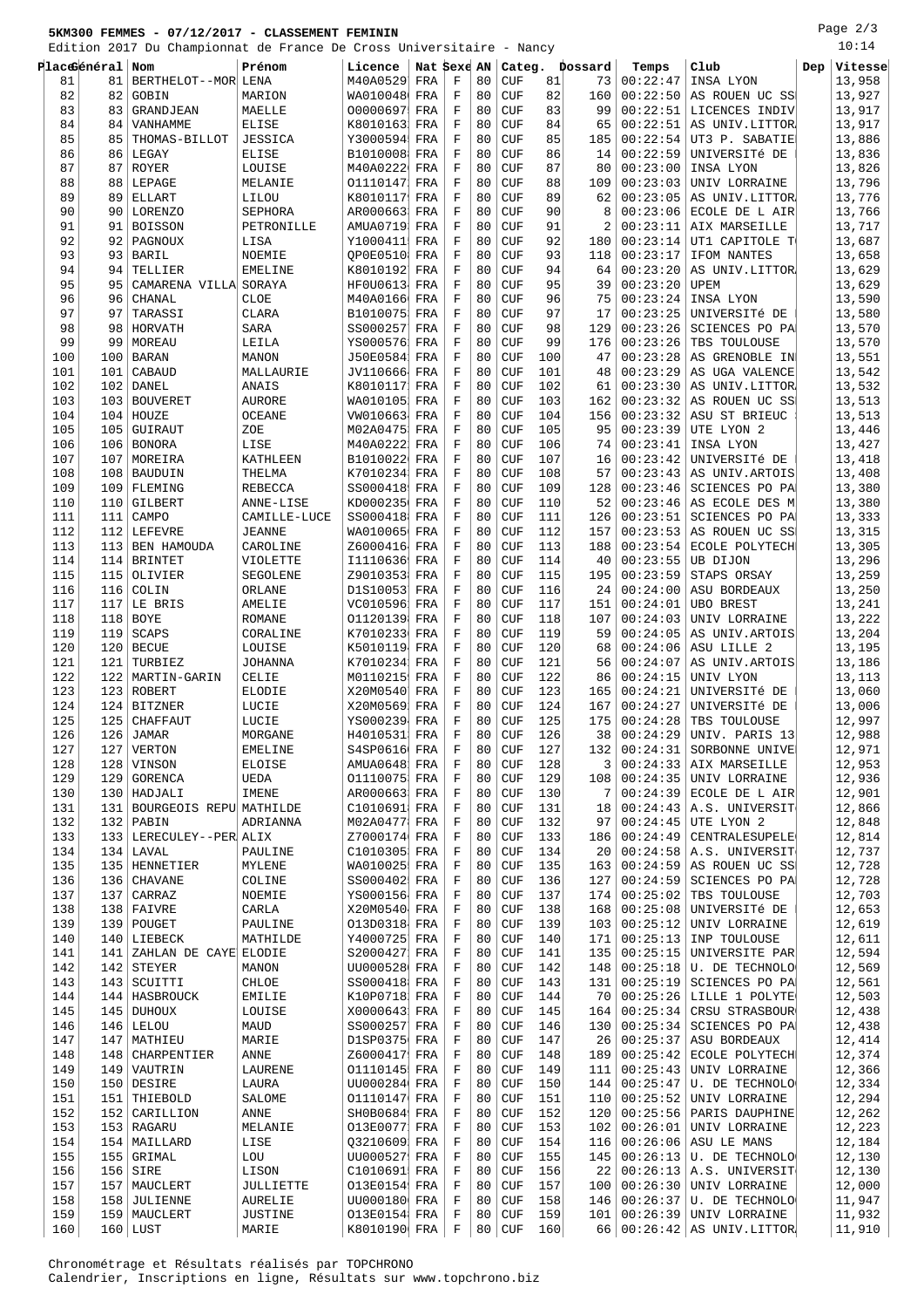**5KM300 FEMMES - 07/12/2017 - CLASSEMENT FEMININ**

Edition 2017 Du Championnat de France De Cross Universitaire - Nancy

10:14

| Place | Général | Nom | Prénom | Licence | Nat | Sexe | AN | Categ. | | Dossard | Temps | Club | Dep | Vitesse |
|---|---|---|---|---|---|---|---|---|---|---|---|---|---|---|
| 81 | 81 | BERTHELOT--MOR | LENA | M40A0529 | FRA | F | 80 | CUF | 81 | 73 | 00:22:47 | INSA LYON | | 13,958 |
| 82 | 82 | GOBIN | MARION | WA010048 | FRA | F | 80 | CUF | 82 | 160 | 00:22:50 | AS ROUEN UC SS | | 13,927 |
| 83 | 83 | GRANDJEAN | MAELLE | O0000697 | FRA | F | 80 | CUF | 83 | 99 | 00:22:51 | LICENCES INDIV | | 13,917 |
| 84 | 84 | VANHAMME | ELISE | K8010163 | FRA | F | 80 | CUF | 84 | 65 | 00:22:51 | AS UNIV.LITTOR | | 13,917 |
| 85 | 85 | THOMAS-BILLOT | JESSICA | Y3000594 | FRA | F | 80 | CUF | 85 | 185 | 00:22:54 | UT3 P. SABATIE | | 13,886 |
| 86 | 86 | LEGAY | ELISE | B1010008 | FRA | F | 80 | CUF | 86 | 14 | 00:22:59 | UNIVERSITé DE | | 13,836 |
| 87 | 87 | ROYER | LOUISE | M40A0222 | FRA | F | 80 | CUF | 87 | 80 | 00:23:00 | INSA LYON | | 13,826 |
| 88 | 88 | LEPAGE | MELANIE | O1110147 | FRA | F | 80 | CUF | 88 | 109 | 00:23:03 | UNIV LORRAINE | | 13,796 |
| 89 | 89 | ELLART | LILOU | K8010117 | FRA | F | 80 | CUF | 89 | 62 | 00:23:05 | AS UNIV.LITTOR | | 13,776 |
| 90 | 90 | LORENZO | SEPHORA | AR000663 | FRA | F | 80 | CUF | 90 | 8 | 00:23:06 | ECOLE DE L AIR | | 13,766 |
| 91 | 91 | BOISSON | PETRONILLE | AMUA0719 | FRA | F | 80 | CUF | 91 | 2 | 00:23:11 | AIX MARSEILLE | | 13,717 |
| 92 | 92 | PAGNOUX | LISA | Y1000411 | FRA | F | 80 | CUF | 92 | 180 | 00:23:14 | UT1 CAPITOLE T | | 13,687 |
| 93 | 93 | BARIL | NOEMIE | QP0E0510 | FRA | F | 80 | CUF | 93 | 118 | 00:23:17 | IFOM NANTES | | 13,658 |
| 94 | 94 | TELLIER | EMELINE | K8010192 | FRA | F | 80 | CUF | 94 | 64 | 00:23:20 | AS UNIV.LITTOR | | 13,629 |
| 95 | 95 | CAMARENA VILLA | SORAYA | HF0U0613 | FRA | F | 80 | CUF | 95 | 39 | 00:23:20 | UPEM | | 13,629 |
| 96 | 96 | CHANAL | CLOE | M40A0166 | FRA | F | 80 | CUF | 96 | 75 | 00:23:24 | INSA LYON | | 13,590 |
| 97 | 97 | TARASSI | CLARA | B1010075 | FRA | F | 80 | CUF | 97 | 17 | 00:23:25 | UNIVERSITé DE | | 13,580 |
| 98 | 98 | HORVATH | SARA | SS000257 | FRA | F | 80 | CUF | 98 | 129 | 00:23:26 | SCIENCES PO PA | | 13,570 |
| 99 | 99 | MOREAU | LEILA | YS000576 | FRA | F | 80 | CUF | 99 | 176 | 00:23:26 | TBS TOULOUSE | | 13,570 |
| 100 | 100 | BARAN | MANON | J50E0584 | FRA | F | 80 | CUF | 100 | 47 | 00:23:28 | AS GRENOBLE IN | | 13,551 |
| 101 | 101 | CABAUD | MALLAURIE | JV110666 | FRA | F | 80 | CUF | 101 | 48 | 00:23:29 | AS UGA VALENCE | | 13,542 |
| 102 | 102 | DANEL | ANAIS | K8010117 | FRA | F | 80 | CUF | 102 | 61 | 00:23:30 | AS UNIV.LITTOR | | 13,532 |
| 103 | 103 | BOUVERET | AURORE | WA010105 | FRA | F | 80 | CUF | 103 | 162 | 00:23:32 | AS ROUEN UC SS | | 13,513 |
| 104 | 104 | HOUZE | OCEANE | VW010663 | FRA | F | 80 | CUF | 104 | 156 | 00:23:32 | ASU ST BRIEUC | | 13,513 |
| 105 | 105 | GUIRAUT | ZOE | M02A0475 | FRA | F | 80 | CUF | 105 | 95 | 00:23:39 | UTE LYON 2 | | 13,446 |
| 106 | 106 | BONORA | LISE | M40A0222 | FRA | F | 80 | CUF | 106 | 74 | 00:23:41 | INSA LYON | | 13,427 |
| 107 | 107 | MOREIRA | KATHLEEN | B1010022 | FRA | F | 80 | CUF | 107 | 16 | 00:23:42 | UNIVERSITé DE | | 13,418 |
| 108 | 108 | BAUDUIN | THELMA | K7010234 | FRA | F | 80 | CUF | 108 | 57 | 00:23:43 | AS UNIV.ARTOIS | | 13,408 |
| 109 | 109 | FLEMING | REBECCA | SS000418 | FRA | F | 80 | CUF | 109 | 128 | 00:23:46 | SCIENCES PO PA | | 13,380 |
| 110 | 110 | GILBERT | ANNE-LISE | KD000235 | FRA | F | 80 | CUF | 110 | 52 | 00:23:46 | AS ECOLE DES M | | 13,380 |
| 111 | 111 | CAMPO | CAMILLE-LUCE | SS000418 | FRA | F | 80 | CUF | 111 | 126 | 00:23:51 | SCIENCES PO PA | | 13,333 |
| 112 | 112 | LEFEVRE | JEANNE | WA010065 | FRA | F | 80 | CUF | 112 | 157 | 00:23:53 | AS ROUEN UC SS | | 13,315 |
| 113 | 113 | BEN HAMOUDA | CAROLINE | Z6000416 | FRA | F | 80 | CUF | 113 | 188 | 00:23:54 | ECOLE POLYTECH | | 13,305 |
| 114 | 114 | BRINTET | VIOLETTE | I1110636 | FRA | F | 80 | CUF | 114 | 40 | 00:23:55 | UB DIJON | | 13,296 |
| 115 | 115 | OLIVIER | SEGOLENE | Z9010353 | FRA | F | 80 | CUF | 115 | 195 | 00:23:59 | STAPS ORSAY | | 13,259 |
| 116 | 116 | COLIN | ORLANE | D1S10053 | FRA | F | 80 | CUF | 116 | 24 | 00:24:00 | ASU BORDEAUX | | 13,250 |
| 117 | 117 | LE BRIS | AMELIE | VC010596 | FRA | F | 80 | CUF | 117 | 151 | 00:24:01 | UBO BREST | | 13,241 |
| 118 | 118 | BOYE | ROMANE | O1120139 | FRA | F | 80 | CUF | 118 | 107 | 00:24:03 | UNIV LORRAINE | | 13,222 |
| 119 | 119 | SCAPS | CORALINE | K7010233 | FRA | F | 80 | CUF | 119 | 59 | 00:24:05 | AS UNIV.ARTOIS | | 13,204 |
| 120 | 120 | BECUE | LOUISE | K5010119 | FRA | F | 80 | CUF | 120 | 68 | 00:24:06 | ASU LILLE 2 | | 13,195 |
| 121 | 121 | TURBIEZ | JOHANNA | K7010234 | FRA | F | 80 | CUF | 121 | 56 | 00:24:07 | AS UNIV.ARTOIS | | 13,186 |
| 122 | 122 | MARTIN-GARIN | CELIE | M0110215 | FRA | F | 80 | CUF | 122 | 86 | 00:24:15 | UNIV LYON | | 13,113 |
| 123 | 123 | ROBERT | ELODIE | X20M0540 | FRA | F | 80 | CUF | 123 | 165 | 00:24:21 | UNIVERSITé DE | | 13,060 |
| 124 | 124 | BITZNER | LUCIE | X20M0569 | FRA | F | 80 | CUF | 124 | 167 | 00:24:27 | UNIVERSITé DE | | 13,006 |
| 125 | 125 | CHAFFAUT | LUCIE | YS000239 | FRA | F | 80 | CUF | 125 | 175 | 00:24:28 | TBS TOULOUSE | | 12,997 |
| 126 | 126 | JAMAR | MORGANE | H4010531 | FRA | F | 80 | CUF | 126 | 38 | 00:24:29 | UNIV. PARIS 13 | | 12,988 |
| 127 | 127 | VERTON | EMELINE | S4SP0616 | FRA | F | 80 | CUF | 127 | 132 | 00:24:31 | SORBONNE UNIVE | | 12,971 |
| 128 | 128 | VINSON | ELOISE | AMUA0648 | FRA | F | 80 | CUF | 128 | 3 | 00:24:33 | AIX MARSEILLE | | 12,953 |
| 129 | 129 | GORENCA | UEDA | O1110075 | FRA | F | 80 | CUF | 129 | 108 | 00:24:35 | UNIV LORRAINE | | 12,936 |
| 130 | 130 | HADJALI | IMENE | AR000663 | FRA | F | 80 | CUF | 130 | 7 | 00:24:39 | ECOLE DE L AIR | | 12,901 |
| 131 | 131 | BOURGEOIS REPU | MATHILDE | C1010691 | FRA | F | 80 | CUF | 131 | 18 | 00:24:43 | A.S. UNIVERSIT | | 12,866 |
| 132 | 132 | PABIN | ADRIANNA | M02A0477 | FRA | F | 80 | CUF | 132 | 97 | 00:24:45 | UTE LYON 2 | | 12,848 |
| 133 | 133 | LERECULEY--PER | ALIX | Z7000174 | FRA | F | 80 | CUF | 133 | 186 | 00:24:49 | CENTRALESUPELE | | 12,814 |
| 134 | 134 | LAVAL | PAULINE | C1010305 | FRA | F | 80 | CUF | 134 | 20 | 00:24:58 | A.S. UNIVERSIT | | 12,737 |
| 135 | 135 | HENNETIER | MYLENE | WA010025 | FRA | F | 80 | CUF | 135 | 163 | 00:24:59 | AS ROUEN UC SS | | 12,728 |
| 136 | 136 | CHAVANE | COLINE | SS000402 | FRA | F | 80 | CUF | 136 | 127 | 00:24:59 | SCIENCES PO PA | | 12,728 |
| 137 | 137 | CARRAZ | NOEMIE | YS000156 | FRA | F | 80 | CUF | 137 | 174 | 00:25:02 | TBS TOULOUSE | | 12,703 |
| 138 | 138 | FAIVRE | CARLA | X20M0540 | FRA | F | 80 | CUF | 138 | 168 | 00:25:08 | UNIVERSITé DE | | 12,653 |
| 139 | 139 | POUGET | PAULINE | O13D0318 | FRA | F | 80 | CUF | 139 | 103 | 00:25:12 | UNIV LORRAINE | | 12,619 |
| 140 | 140 | LIEBECK | MATHILDE | Y4000725 | FRA | F | 80 | CUF | 140 | 171 | 00:25:13 | INP TOULOUSE | | 12,611 |
| 141 | 141 | ZAHLAN DE CAYE | ELODIE | S2000427 | FRA | F | 80 | CUF | 141 | 135 | 00:25:15 | UNIVERSITE PAR | | 12,594 |
| 142 | 142 | STEYER | MANON | UU000528 | FRA | F | 80 | CUF | 142 | 148 | 00:25:18 | U. DE TECHNOLO | | 12,569 |
| 143 | 143 | SCUITTI | CHLOE | SS000418 | FRA | F | 80 | CUF | 143 | 131 | 00:25:19 | SCIENCES PO PA | | 12,561 |
| 144 | 144 | HASBROUCK | EMILIE | K10P0718 | FRA | F | 80 | CUF | 144 | 70 | 00:25:26 | LILLE 1 POLYTE | | 12,503 |
| 145 | 145 | DUHOUX | LOUISE | X0000643 | FRA | F | 80 | CUF | 145 | 164 | 00:25:34 | CRSU STRASBOUR | | 12,438 |
| 146 | 146 | LELOU | MAUD | SS000257 | FRA | F | 80 | CUF | 146 | 130 | 00:25:34 | SCIENCES PO PA | | 12,438 |
| 147 | 147 | MATHIEU | MARIE | D1SP0375 | FRA | F | 80 | CUF | 147 | 26 | 00:25:37 | ASU BORDEAUX | | 12,414 |
| 148 | 148 | CHARPENTIER | ANNE | Z6000417 | FRA | F | 80 | CUF | 148 | 189 | 00:25:42 | ECOLE POLYTECH | | 12,374 |
| 149 | 149 | VAUTRIN | LAURENE | O1110145 | FRA | F | 80 | CUF | 149 | 111 | 00:25:43 | UNIV LORRAINE | | 12,366 |
| 150 | 150 | DESIRE | LAURA | UU000284 | FRA | F | 80 | CUF | 150 | 144 | 00:25:47 | U. DE TECHNOLO | | 12,334 |
| 151 | 151 | THIEBOLD | SALOME | O1110147 | FRA | F | 80 | CUF | 151 | 110 | 00:25:52 | UNIV LORRAINE | | 12,294 |
| 152 | 152 | CARILLION | ANNE | SH0B0684 | FRA | F | 80 | CUF | 152 | 120 | 00:25:56 | PARIS DAUPHINE | | 12,262 |
| 153 | 153 | RAGARU | MELANIE | O13E0077 | FRA | F | 80 | CUF | 153 | 102 | 00:26:01 | UNIV LORRAINE | | 12,223 |
| 154 | 154 | MAILLARD | LISE | Q3210609 | FRA | F | 80 | CUF | 154 | 116 | 00:26:06 | ASU LE MANS | | 12,184 |
| 155 | 155 | GRIMAL | LOU | UU000527 | FRA | F | 80 | CUF | 155 | 145 | 00:26:13 | U. DE TECHNOLO | | 12,130 |
| 156 | 156 | SIRE | LISON | C1010691 | FRA | F | 80 | CUF | 156 | 22 | 00:26:13 | A.S. UNIVERSIT | | 12,130 |
| 157 | 157 | MAUCLERT | JULLIETTE | O13E0154 | FRA | F | 80 | CUF | 157 | 100 | 00:26:30 | UNIV LORRAINE | | 12,000 |
| 158 | 158 | JULIENNE | AURELIE | UU000180 | FRA | F | 80 | CUF | 158 | 146 | 00:26:37 | U. DE TECHNOLO | | 11,947 |
| 159 | 159 | MAUCLERT | JUSTINE | O13E0154 | FRA | F | 80 | CUF | 159 | 101 | 00:26:39 | UNIV LORRAINE | | 11,932 |
| 160 | 160 | LUST | MARIE | K8010190 | FRA | F | 80 | CUF | 160 | 66 | 00:26:42 | AS UNIV.LITTOR | | 11,910 |

Chronométrage et Résultats réalisés par TOPCHRONO
Calendrier, Inscriptions en ligne, Résultats sur www.topchrono.biz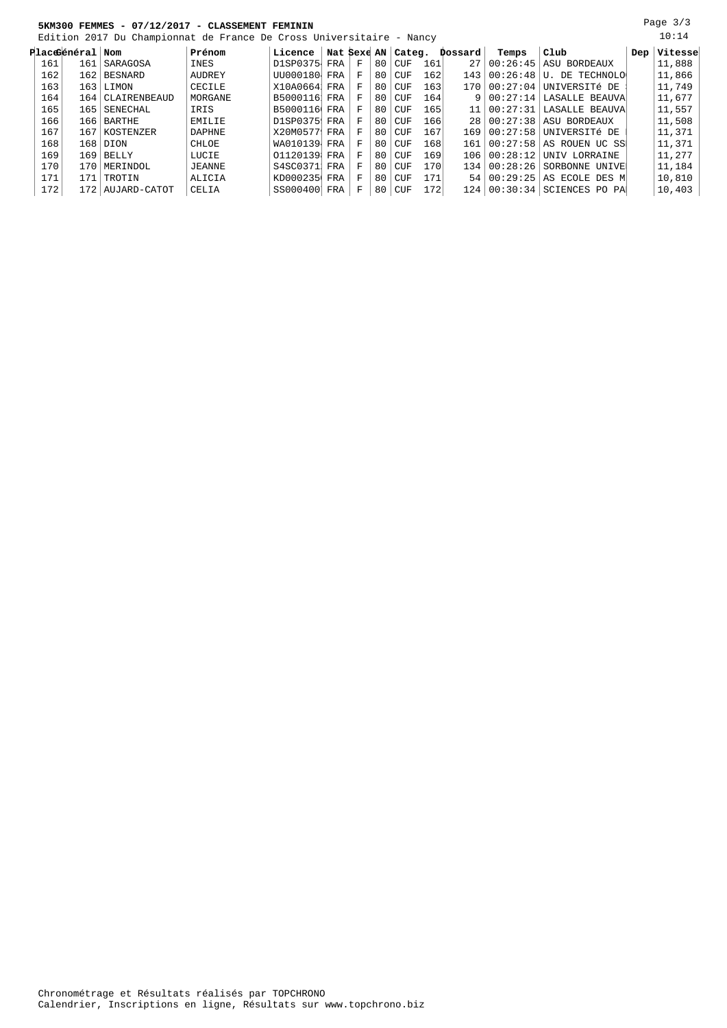**5KM300 FEMMES - 07/12/2017 - CLASSEMENT FEMININ**

Edition 2017 Du Championnat de France De Cross Universitaire - Nancy

10:14

| Place | Général | Nom | Prénom | Licence | Nat | Sexe | AN | Categ. | | Dossard | Temps | Club | Dep | Vitesse |
|---|---|---|---|---|---|---|---|---|---|---|---|---|---|---|
| 161 | 161 | SARAGOSA | INES | D1SP0375 | FRA | F | 80 | CUF | 161 | 27 | 00:26:45 | ASU BORDEAUX | | 11,888 |
| 162 | 162 | BESNARD | AUDREY | UU000180 | FRA | F | 80 | CUF | 162 | 143 | 00:26:48 | U. DE TECHNOLO | | 11,866 |
| 163 | 163 | LIMON | CECILE | X10A0664 | FRA | F | 80 | CUF | 163 | 170 | 00:27:04 | UNIVERSITé DE | | 11,749 |
| 164 | 164 | CLAIRENBEAUD | MORGANE | B5000116 | FRA | F | 80 | CUF | 164 | 9 | 00:27:14 | LASALLE BEAUVA | | 11,677 |
| 165 | 165 | SENECHAL | IRIS | B5000116 | FRA | F | 80 | CUF | 165 | 11 | 00:27:31 | LASALLE BEAUVA | | 11,557 |
| 166 | 166 | BARTHE | EMILIE | D1SP0375 | FRA | F | 80 | CUF | 166 | 28 | 00:27:38 | ASU BORDEAUX | | 11,508 |
| 167 | 167 | KOSTENZER | DAPHNE | X20M0577 | FRA | F | 80 | CUF | 167 | 169 | 00:27:58 | UNIVERSITé DE | | 11,371 |
| 168 | 168 | DION | CHLOE | WA010139 | FRA | F | 80 | CUF | 168 | 161 | 00:27:58 | AS ROUEN UC SS | | 11,371 |
| 169 | 169 | BELLY | LUCIE | O1120139 | FRA | F | 80 | CUF | 169 | 106 | 00:28:12 | UNIV LORRAINE | | 11,277 |
| 170 | 170 | MERINDOL | JEANNE | S4SC0371 | FRA | F | 80 | CUF | 170 | 134 | 00:28:26 | SORBONNE UNIVE | | 11,184 |
| 171 | 171 | TROTIN | ALICIA | KD000235 | FRA | F | 80 | CUF | 171 | 54 | 00:29:25 | AS ECOLE DES M | | 10,810 |
| 172 | 172 | AUJARD-CATOT | CELIA | SS000400 | FRA | F | 80 | CUF | 172 | 124 | 00:30:34 | SCIENCES PO PA | | 10,403 |

Chronométrage et Résultats réalisés par TOPCHRONO
Calendrier, Inscriptions en ligne, Résultats sur www.topchrono.biz